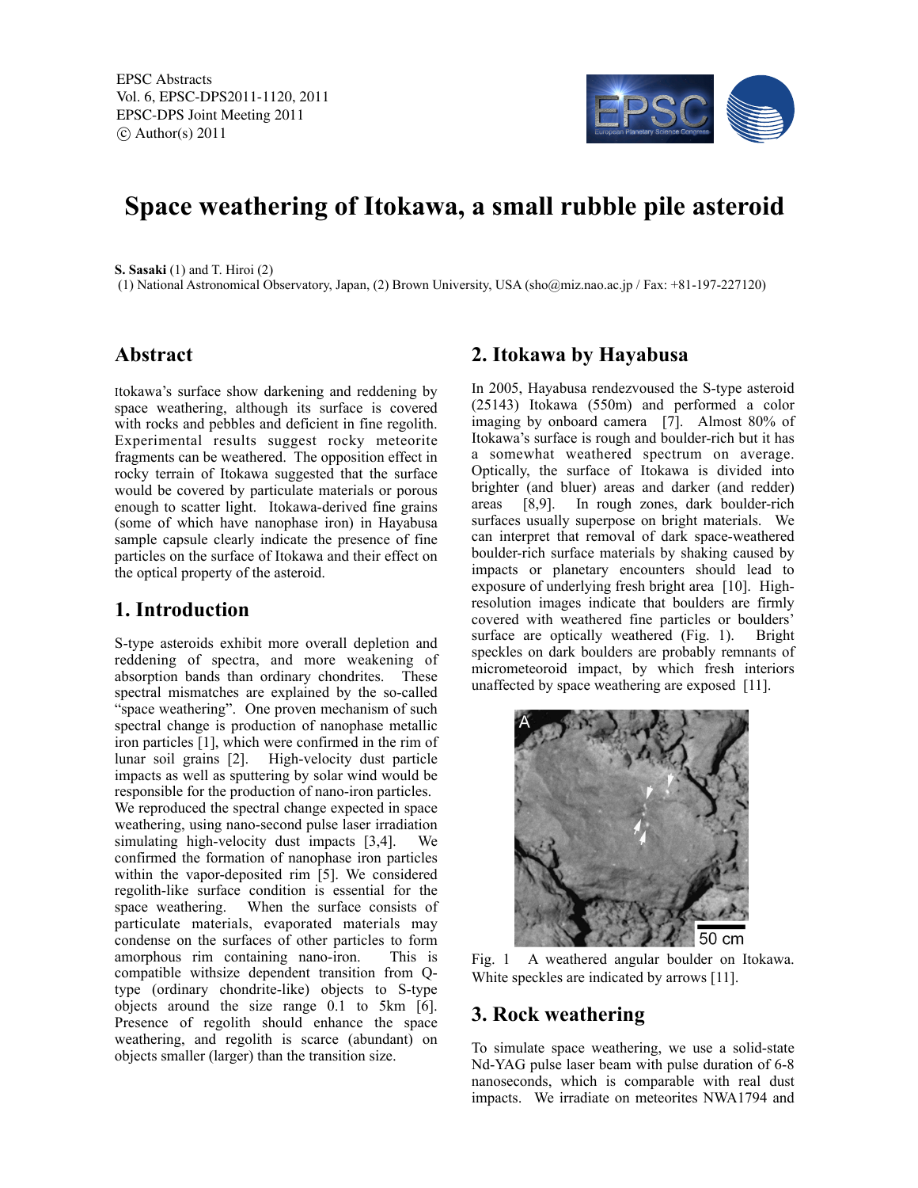# Space weathering of Itokawa, a small rubble pile asteroid

**S. Sasaki** (1) and T. Hiroi (2)
(1) National Astronomical Observatory, Japan, (2) Brown University, USA (sho@miz.nao.ac.jp / Fax: +81-197-227120)

## Abstract

Itokawa's surface show darkening and reddening by space weathering, although its surface is covered with rocks and pebbles and deficient in fine regolith. Experimental results suggest rocky meteorite fragments can be weathered. The opposition effect in rocky terrain of Itokawa suggested that the surface would be covered by particulate materials or porous enough to scatter light. Itokawa-derived fine grains (some of which have nanophase iron) in Hayabusa sample capsule clearly indicate the presence of fine particles on the surface of Itokawa and their effect on the optical property of the asteroid.

## 1. Introduction

S-type asteroids exhibit more overall depletion and reddening of spectra, and more weakening of absorption bands than ordinary chondrites. These spectral mismatches are explained by the so-called "space weathering". One proven mechanism of such spectral change is production of nanophase metallic iron particles [1], which were confirmed in the rim of lunar soil grains [2]. High-velocity dust particle impacts as well as sputtering by solar wind would be responsible for the production of nano-iron particles. We reproduced the spectral change expected in space weathering, using nano-second pulse laser irradiation simulating high-velocity dust impacts [3,4]. We confirmed the formation of nanophase iron particles within the vapor-deposited rim [5]. We considered regolith-like surface condition is essential for the space weathering. When the surface consists of particulate materials, evaporated materials may condense on the surfaces of other particles to form amorphous rim containing nano-iron. This is compatible withsize dependent transition from Q-type (ordinary chondrite-like) objects to S-type objects around the size range 0.1 to 5km [6]. Presence of regolith should enhance the space weathering, and regolith is scarce (abundant) on objects smaller (larger) than the transition size.

## 2. Itokawa by Hayabusa

In 2005, Hayabusa rendezvoused the S-type asteroid (25143) Itokawa (550m) and performed a color imaging by onboard camera [7]. Almost 80% of Itokawa's surface is rough and boulder-rich but it has a somewhat weathered spectrum on average. Optically, the surface of Itokawa is divided into brighter (and bluer) areas and darker (and redder) areas [8,9]. In rough zones, dark boulder-rich surfaces usually superpose on bright materials. We can interpret that removal of dark space-weathered boulder-rich surface materials by shaking caused by impacts or planetary encounters should lead to exposure of underlying fresh bright area [10]. High-resolution images indicate that boulders are firmly covered with weathered fine particles or boulders' surface are optically weathered (Fig. 1). Bright speckles on dark boulders are probably remnants of micrometeoroid impact, by which fresh interiors unaffected by space weathering are exposed [11].

Fig. 1 A weathered angular boulder on Itokawa. White speckles are indicated by arrows [11].

## 3. Rock weathering

To simulate space weathering, we use a solid-state Nd-YAG pulse laser beam with pulse duration of 6-8 nanoseconds, which is comparable with real dust impacts. We irradiate on meteorites NWA1794 and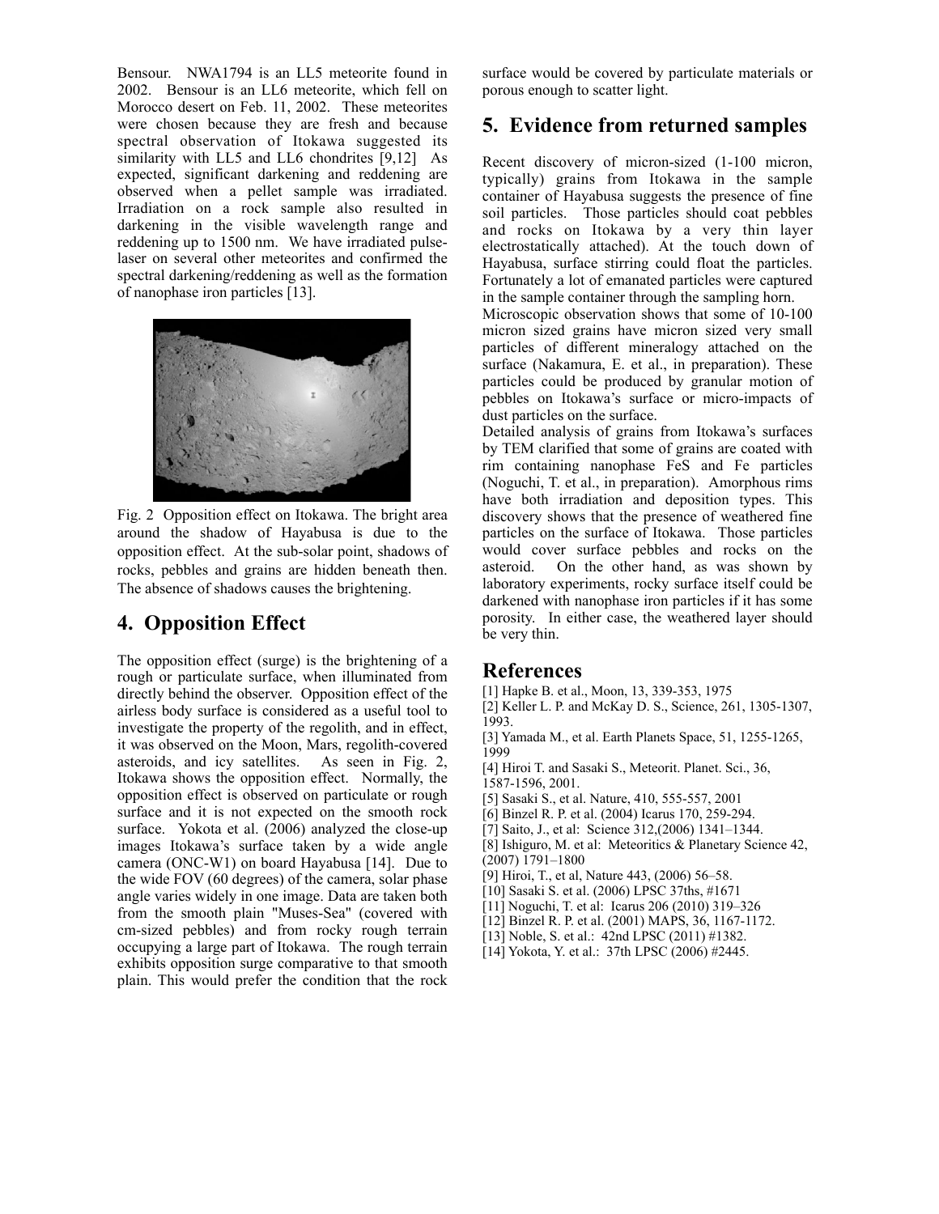Bensour. NWA1794 is an LL5 meteorite found in 2002. Bensour is an LL6 meteorite, which fell on Morocco desert on Feb. 11, 2002. These meteorites were chosen because they are fresh and because spectral observation of Itokawa suggested its similarity with LL5 and LL6 chondrites [9,12] As expected, significant darkening and reddening are observed when a pellet sample was irradiated. Irradiation on a rock sample also resulted in darkening in the visible wavelength range and reddening up to 1500 nm. We have irradiated pulse-laser on several other meteorites and confirmed the spectral darkening/reddening as well as the formation of nanophase iron particles [13].

Fig. 2 Opposition effect on Itokawa. The bright area around the shadow of Hayabusa is due to the opposition effect. At the sub-solar point, shadows of rocks, pebbles and grains are hidden beneath then. The absence of shadows causes the brightening.

## 4. Opposition Effect

The opposition effect (surge) is the brightening of a rough or particulate surface, when illuminated from directly behind the observer. Opposition effect of the airless body surface is considered as a useful tool to investigate the property of the regolith, and in effect, it was observed on the Moon, Mars, regolith-covered asteroids, and icy satellites. As seen in Fig. 2, Itokawa shows the opposition effect. Normally, the opposition effect is observed on particulate or rough surface and it is not expected on the smooth rock surface. Yokota et al. (2006) analyzed the close-up images Itokawa's surface taken by a wide angle camera (ONC-W1) on board Hayabusa [14]. Due to the wide FOV (60 degrees) of the camera, solar phase angle varies widely in one image. Data are taken both from the smooth plain "Muses-Sea" (covered with cm-sized pebbles) and from rocky rough terrain occupying a large part of Itokawa. The rough terrain exhibits opposition surge comparative to that smooth plain. This would prefer the condition that the rock surface would be covered by particulate materials or porous enough to scatter light.

## 5. Evidence from returned samples

Recent discovery of micron-sized (1-100 micron, typically) grains from Itokawa in the sample container of Hayabusa suggests the presence of fine soil particles. Those particles should coat pebbles and rocks on Itokawa by a very thin layer electrostatically attached). At the touch down of Hayabusa, surface stirring could float the particles. Fortunately a lot of emanated particles were captured in the sample container through the sampling horn.
Microscopic observation shows that some of 10-100 micron sized grains have micron sized very small particles of different mineralogy attached on the surface (Nakamura, E. et al., in preparation). These particles could be produced by granular motion of pebbles on Itokawa's surface or micro-impacts of dust particles on the surface.
Detailed analysis of grains from Itokawa's surfaces by TEM clarified that some of grains are coated with rim containing nanophase FeS and Fe particles (Noguchi, T. et al., in preparation). Amorphous rims have both irradiation and deposition types. This discovery shows that the presence of weathered fine particles on the surface of Itokawa. Those particles would cover surface pebbles and rocks on the asteroid. On the other hand, as was shown by laboratory experiments, rocky surface itself could be darkened with nanophase iron particles if it has some porosity. In either case, the weathered layer should be very thin.

## References

[1] Hapke B. et al., Moon, 13, 339-353, 1975
[2] Keller L. P. and McKay D. S., Science, 261, 1305-1307, 1993.
[3] Yamada M., et al. Earth Planets Space, 51, 1255-1265, 1999
[4] Hiroi T. and Sasaki S., Meteorit. Planet. Sci., 36, 1587-1596, 2001.
[5] Sasaki S., et al. Nature, 410, 555-557, 2001
[6] Binzel R. P. et al. (2004) Icarus 170, 259-294.
[7] Saito, J., et al: Science 312,(2006) 1341–1344.
[8] Ishiguro, M. et al: Meteoritics & Planetary Science 42, (2007) 1791–1800
[9] Hiroi, T., et al, Nature 443, (2006) 56–58.
[10] Sasaki S. et al. (2006) LPSC 37ths, #1671
[11] Noguchi, T. et al: Icarus 206 (2010) 319–326
[12] Binzel R. P. et al. (2001) MAPS, 36, 1167-1172.
[13] Noble, S. et al.: 42nd LPSC (2011) #1382.
[14] Yokota, Y. et al.: 37th LPSC (2006) #2445.